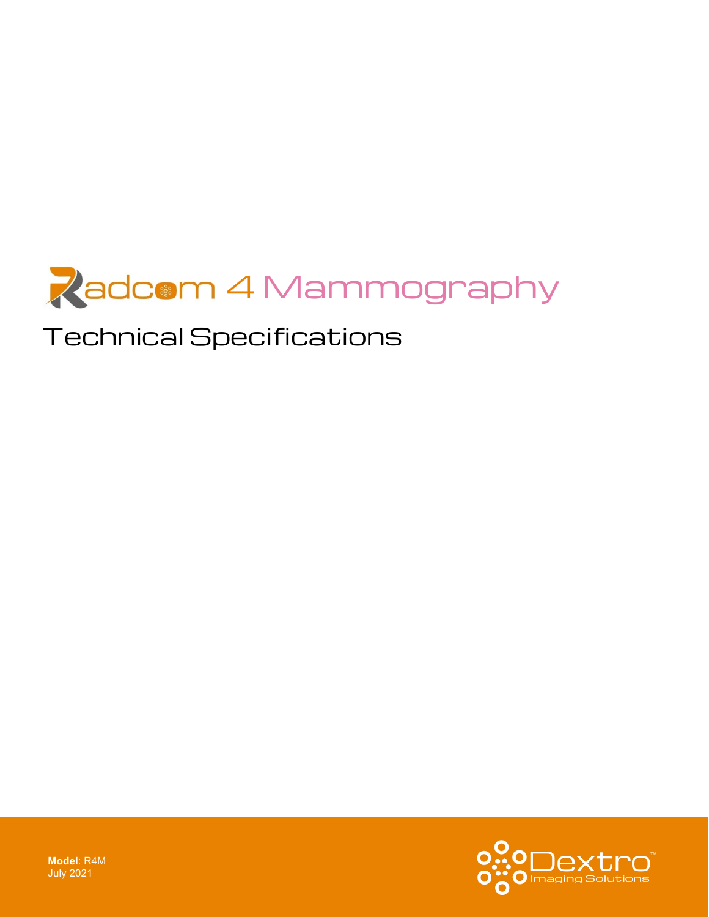# Radcom 4 Mammography

## Technical Specifications

**Model**: R4M
July 2021

Dextro™ Imaging Solutions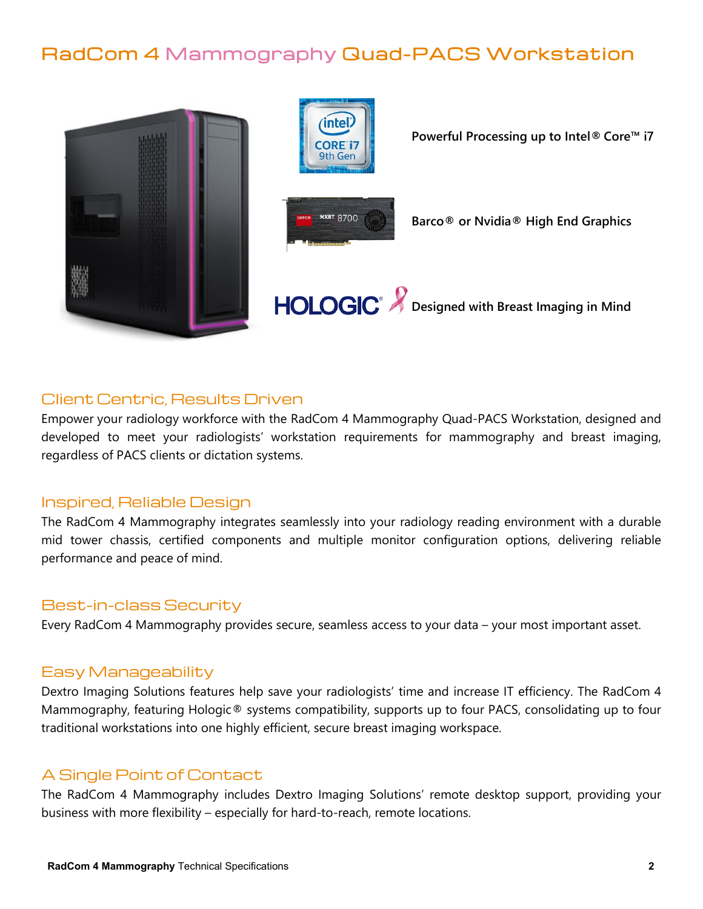# RadCom 4 Mammography Quad-PACS Workstation

**Powerful Processing up to Intel® Core™ i7**

**Barco® or Nvidia® High End Graphics**

**Designed with Breast Imaging in Mind**

## Client Centric, Results Driven

Empower your radiology workforce with the RadCom 4 Mammography Quad-PACS Workstation, designed and developed to meet your radiologists' workstation requirements for mammography and breast imaging, regardless of PACS clients or dictation systems.

## Inspired, Reliable Design

The RadCom 4 Mammography integrates seamlessly into your radiology reading environment with a durable mid tower chassis, certified components and multiple monitor configuration options, delivering reliable performance and peace of mind.

## Best-in-class Security

Every RadCom 4 Mammography provides secure, seamless access to your data – your most important asset.

## Easy Manageability

Dextro Imaging Solutions features help save your radiologists' time and increase IT efficiency. The RadCom 4 Mammography, featuring Hologic® systems compatibility, supports up to four PACS, consolidating up to four traditional workstations into one highly efficient, secure breast imaging workspace.

## A Single Point of Contact

The RadCom 4 Mammography includes Dextro Imaging Solutions' remote desktop support, providing your business with more flexibility – especially for hard-to-reach, remote locations.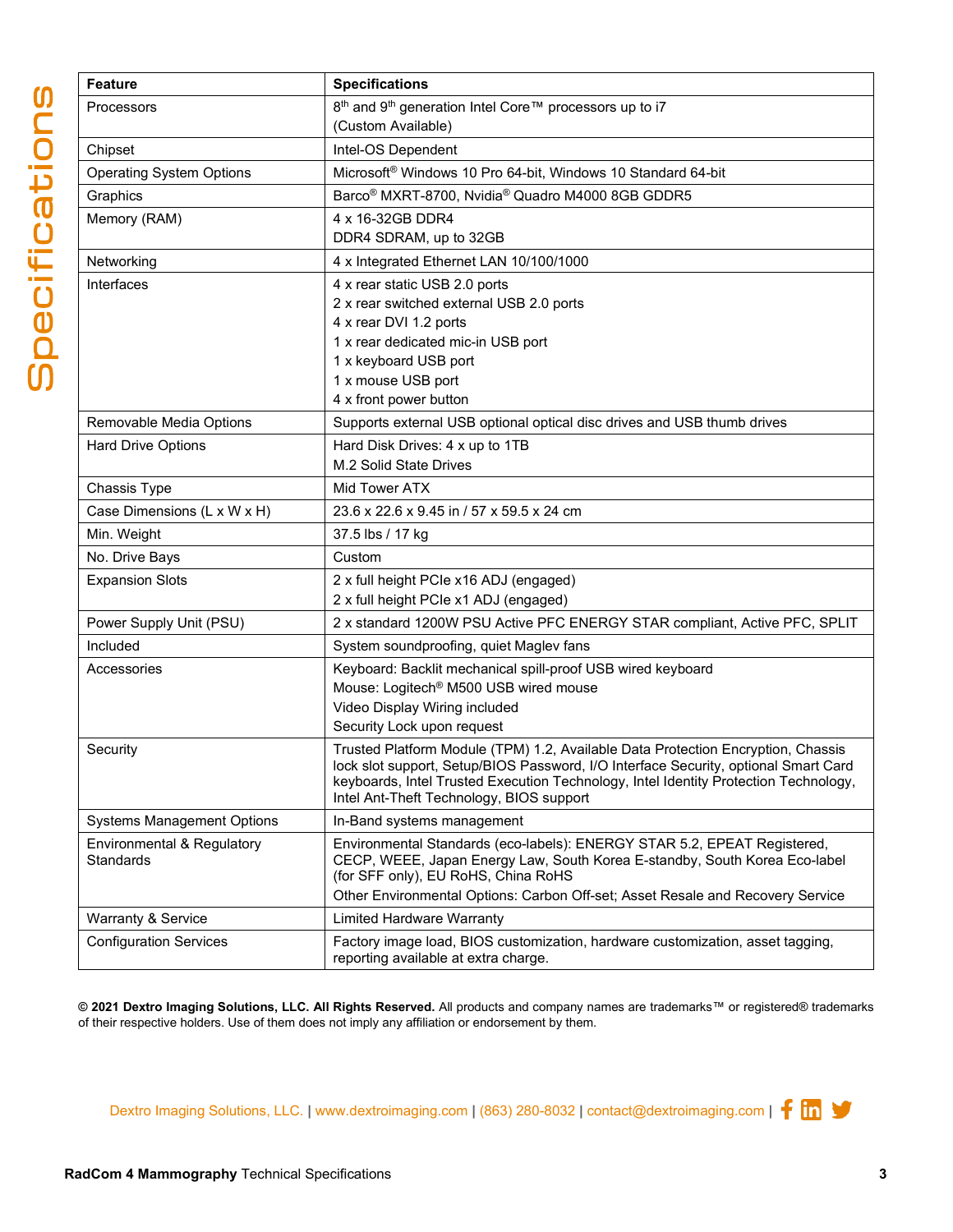# Specifications

| Feature | Specifications |
|---|---|
| Processors | 8th and 9th generation Intel Core™ processors up to i7<br>(Custom Available) |
| Chipset | Intel-OS Dependent |
| Operating System Options | Microsoft® Windows 10 Pro 64-bit, Windows 10 Standard 64-bit |
| Graphics | Barco® MXRT-8700, Nvidia® Quadro M4000 8GB GDDR5 |
| Memory (RAM) | 4 x 16-32GB DDR4<br>DDR4 SDRAM, up to 32GB |
| Networking | 4 x Integrated Ethernet LAN 10/100/1000 |
| Interfaces | 4 x rear static USB 2.0 ports<br>2 x rear switched external USB 2.0 ports<br>4 x rear DVI 1.2 ports<br>1 x rear dedicated mic-in USB port<br>1 x keyboard USB port<br>1 x mouse USB port<br>4 x front power button |
| Removable Media Options | Supports external USB optional optical disc drives and USB thumb drives |
| Hard Drive Options | Hard Disk Drives: 4 x up to 1TB<br>M.2 Solid State Drives |
| Chassis Type | Mid Tower ATX |
| Case Dimensions (L x W x H) | 23.6 x 22.6 x 9.45 in / 57 x 59.5 x 24 cm |
| Min. Weight | 37.5 lbs / 17 kg |
| No. Drive Bays | Custom |
| Expansion Slots | 2 x full height PCIe x16 ADJ (engaged)<br>2 x full height PCIe x1 ADJ (engaged) |
| Power Supply Unit (PSU) | 2 x standard 1200W PSU Active PFC ENERGY STAR compliant, Active PFC, SPLIT |
| Included | System soundproofing, quiet Maglev fans |
| Accessories | Keyboard: Backlit mechanical spill-proof USB wired keyboard<br>Mouse: Logitech® M500 USB wired mouse<br>Video Display Wiring included<br>Security Lock upon request |
| Security | Trusted Platform Module (TPM) 1.2, Available Data Protection Encryption, Chassis lock slot support, Setup/BIOS Password, I/O Interface Security, optional Smart Card keyboards, Intel Trusted Execution Technology, Intel Identity Protection Technology, Intel Ant-Theft Technology, BIOS support |
| Systems Management Options | In-Band systems management |
| Environmental & Regulatory Standards | Environmental Standards (eco-labels): ENERGY STAR 5.2, EPEAT Registered, CECP, WEEE, Japan Energy Law, South Korea E-standby, South Korea Eco-label (for SFF only), EU RoHS, China RoHS<br>Other Environmental Options: Carbon Off-set; Asset Resale and Recovery Service |
| Warranty & Service | Limited Hardware Warranty |
| Configuration Services | Factory image load, BIOS customization, hardware customization, asset tagging, reporting available at extra charge. |

**© 2021 Dextro Imaging Solutions, LLC. All Rights Reserved.** All products and company names are trademarks™ or registered® trademarks of their respective holders. Use of them does not imply any affiliation or endorsement by them.

Dextro Imaging Solutions, LLC. | www.dextroimaging.com | (863) 280-8032 | contact@dextroimaging.com |